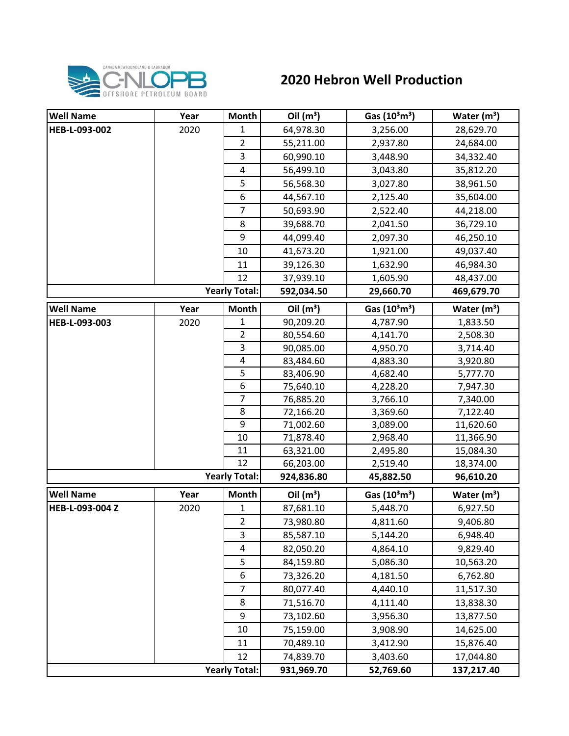CANADA-NEWFOUNDLAND & LABRADOR C-NLOPB OFFSHORE PETROLEUM BOARD

# 2020 Hebron Well Production

| Well Name | Year | Month | Oil ($m^3$) | Gas ($10^3m^3$) | Water ($m^3$) |
|---|---|---|---|---|---|
| **HEB-L-093-002** | 2020 | 1 | 64,978.30 | 3,256.00 | 28,629.70 |
| | | 2 | 55,211.00 | 2,937.80 | 24,684.00 |
| | | 3 | 60,990.10 | 3,448.90 | 34,332.40 |
| | | 4 | 56,499.10 | 3,043.80 | 35,812.20 |
| | | 5 | 56,568.30 | 3,027.80 | 38,961.50 |
| | | 6 | 44,567.10 | 2,125.40 | 35,604.00 |
| | | 7 | 50,693.90 | 2,522.40 | 44,218.00 |
| | | 8 | 39,688.70 | 2,041.50 | 36,729.10 |
| | | 9 | 44,099.40 | 2,097.30 | 46,250.10 |
| | | 10 | 41,673.20 | 1,921.00 | 49,037.40 |
| | | 11 | 39,126.30 | 1,632.90 | 46,984.30 |
| | | 12 | 37,939.10 | 1,605.90 | 48,437.00 |
| | | **Yearly Total:** | **592,034.50** | **29,660.70** | **469,679.70** |

| Well Name | Year | Month | Oil ($m^3$) | Gas ($10^3m^3$) | Water ($m^3$) |
|---|---|---|---|---|---|
| **HEB-L-093-003** | 2020 | 1 | 90,209.20 | 4,787.90 | 1,833.50 |
| | | 2 | 80,554.60 | 4,141.70 | 2,508.30 |
| | | 3 | 90,085.00 | 4,950.70 | 3,714.40 |
| | | 4 | 83,484.60 | 4,883.30 | 3,920.80 |
| | | 5 | 83,406.90 | 4,682.40 | 5,777.70 |
| | | 6 | 75,640.10 | 4,228.20 | 7,947.30 |
| | | 7 | 76,885.20 | 3,766.10 | 7,340.00 |
| | | 8 | 72,166.20 | 3,369.60 | 7,122.40 |
| | | 9 | 71,002.60 | 3,089.00 | 11,620.60 |
| | | 10 | 71,878.40 | 2,968.40 | 11,366.90 |
| | | 11 | 63,321.00 | 2,495.80 | 15,084.30 |
| | | 12 | 66,203.00 | 2,519.40 | 18,374.00 |
| | | **Yearly Total:** | **924,836.80** | **45,882.50** | **96,610.20** |

| Well Name | Year | Month | Oil ($m^3$) | Gas ($10^3m^3$) | Water ($m^3$) |
|---|---|---|---|---|---|
| **HEB-L-093-004 Z** | 2020 | 1 | 87,681.10 | 5,448.70 | 6,927.50 |
| | | 2 | 73,980.80 | 4,811.60 | 9,406.80 |
| | | 3 | 85,587.10 | 5,144.20 | 6,948.40 |
| | | 4 | 82,050.20 | 4,864.10 | 9,829.40 |
| | | 5 | 84,159.80 | 5,086.30 | 10,563.20 |
| | | 6 | 73,326.20 | 4,181.50 | 6,762.80 |
| | | 7 | 80,077.40 | 4,440.10 | 11,517.30 |
| | | 8 | 71,516.70 | 4,111.40 | 13,838.30 |
| | | 9 | 73,102.60 | 3,956.30 | 13,877.50 |
| | | 10 | 75,159.00 | 3,908.90 | 14,625.00 |
| | | 11 | 70,489.10 | 3,412.90 | 15,876.40 |
| | | 12 | 74,839.70 | 3,403.60 | 17,044.80 |
| | | **Yearly Total:** | **931,969.70** | **52,769.60** | **137,217.40** |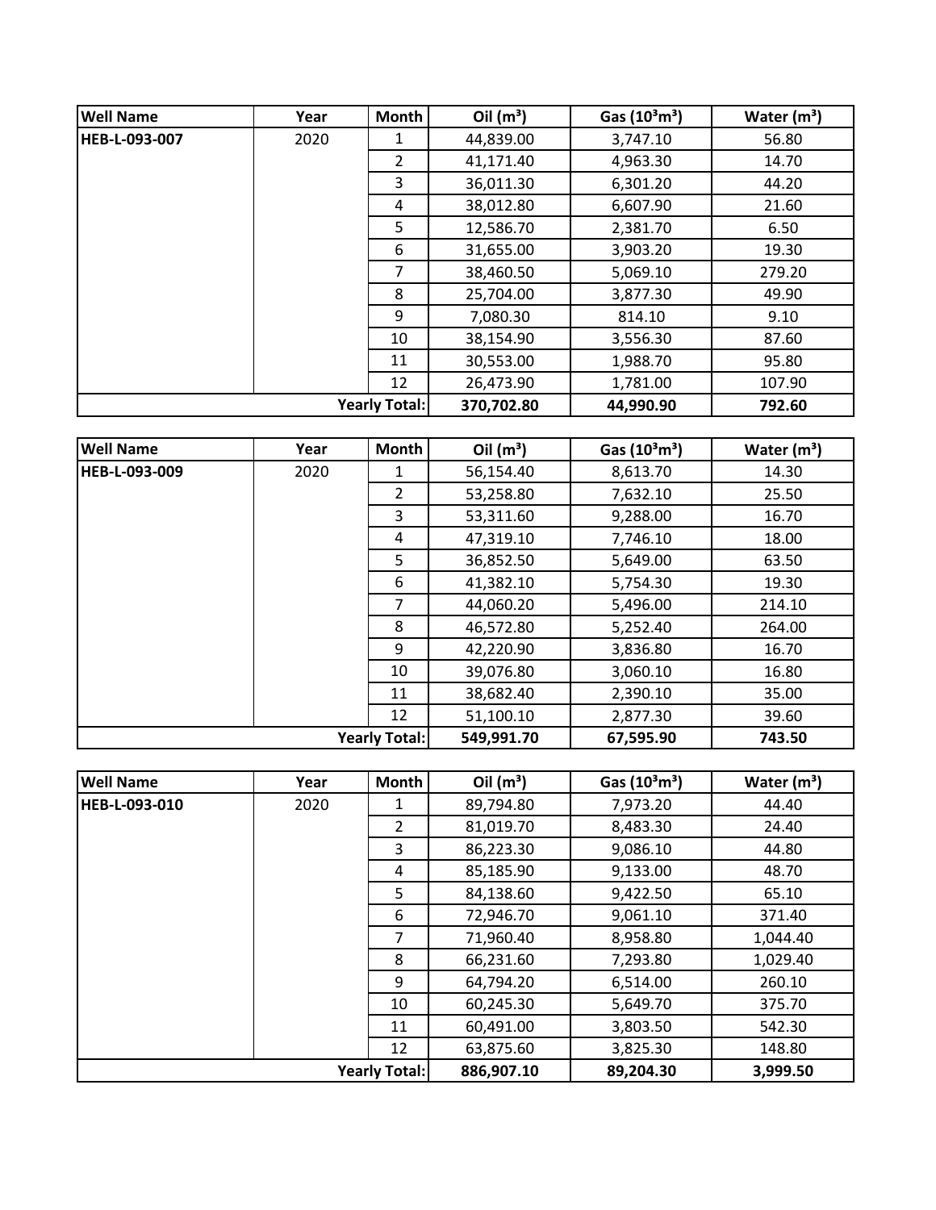| Well Name | Year | Month | Oil ($m^3$) | Gas ($10^3 m^3$) | Water ($m^3$) |
|---|---|---|---|---|---|
| HEB-L-093-007 | 2020 | 1 | 44,839.00 | 3,747.10 | 56.80 |
| | | 2 | 41,171.40 | 4,963.30 | 14.70 |
| | | 3 | 36,011.30 | 6,301.20 | 44.20 |
| | | 4 | 38,012.80 | 6,607.90 | 21.60 |
| | | 5 | 12,586.70 | 2,381.70 | 6.50 |
| | | 6 | 31,655.00 | 3,903.20 | 19.30 |
| | | 7 | 38,460.50 | 5,069.10 | 279.20 |
| | | 8 | 25,704.00 | 3,877.30 | 49.90 |
| | | 9 | 7,080.30 | 814.10 | 9.10 |
| | | 10 | 38,154.90 | 3,556.30 | 87.60 |
| | | 11 | 30,553.00 | 1,988.70 | 95.80 |
| | | 12 | 26,473.90 | 1,781.00 | 107.90 |
| | | **Yearly Total:** | **370,702.80** | **44,990.90** | **792.60** |

| Well Name | Year | Month | Oil ($m^3$) | Gas ($10^3 m^3$) | Water ($m^3$) |
|---|---|---|---|---|---|
| HEB-L-093-009 | 2020 | 1 | 56,154.40 | 8,613.70 | 14.30 |
| | | 2 | 53,258.80 | 7,632.10 | 25.50 |
| | | 3 | 53,311.60 | 9,288.00 | 16.70 |
| | | 4 | 47,319.10 | 7,746.10 | 18.00 |
| | | 5 | 36,852.50 | 5,649.00 | 63.50 |
| | | 6 | 41,382.10 | 5,754.30 | 19.30 |
| | | 7 | 44,060.20 | 5,496.00 | 214.10 |
| | | 8 | 46,572.80 | 5,252.40 | 264.00 |
| | | 9 | 42,220.90 | 3,836.80 | 16.70 |
| | | 10 | 39,076.80 | 3,060.10 | 16.80 |
| | | 11 | 38,682.40 | 2,390.10 | 35.00 |
| | | 12 | 51,100.10 | 2,877.30 | 39.60 |
| | | **Yearly Total:** | **549,991.70** | **67,595.90** | **743.50** |

| Well Name | Year | Month | Oil ($m^3$) | Gas ($10^3 m^3$) | Water ($m^3$) |
|---|---|---|---|---|---|
| HEB-L-093-010 | 2020 | 1 | 89,794.80 | 7,973.20 | 44.40 |
| | | 2 | 81,019.70 | 8,483.30 | 24.40 |
| | | 3 | 86,223.30 | 9,086.10 | 44.80 |
| | | 4 | 85,185.90 | 9,133.00 | 48.70 |
| | | 5 | 84,138.60 | 9,422.50 | 65.10 |
| | | 6 | 72,946.70 | 9,061.10 | 371.40 |
| | | 7 | 71,960.40 | 8,958.80 | 1,044.40 |
| | | 8 | 66,231.60 | 7,293.80 | 1,029.40 |
| | | 9 | 64,794.20 | 6,514.00 | 260.10 |
| | | 10 | 60,245.30 | 5,649.70 | 375.70 |
| | | 11 | 60,491.00 | 3,803.50 | 542.30 |
| | | 12 | 63,875.60 | 3,825.30 | 148.80 |
| | | **Yearly Total:** | **886,907.10** | **89,204.30** | **3,999.50** |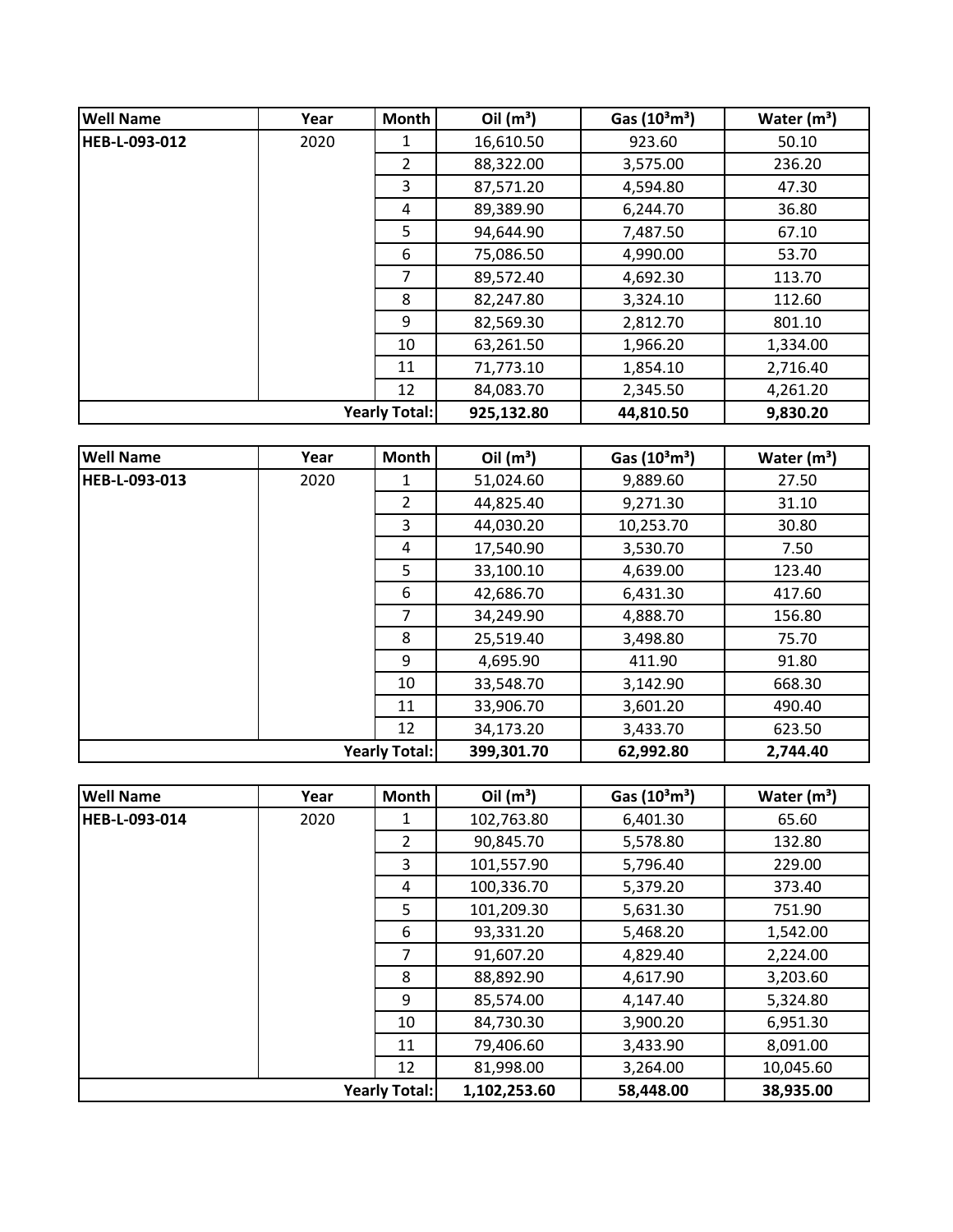| Well Name | Year | Month | Oil ($m^3$) | Gas ($10^3m^3$) | Water ($m^3$) |
|---|---|---|---|---|---|
| **HEB-L-093-012** | 2020 | 1 | 16,610.50 | 923.60 | 50.10 |
| | | 2 | 88,322.00 | 3,575.00 | 236.20 |
| | | 3 | 87,571.20 | 4,594.80 | 47.30 |
| | | 4 | 89,389.90 | 6,244.70 | 36.80 |
| | | 5 | 94,644.90 | 7,487.50 | 67.10 |
| | | 6 | 75,086.50 | 4,990.00 | 53.70 |
| | | 7 | 89,572.40 | 4,692.30 | 113.70 |
| | | 8 | 82,247.80 | 3,324.10 | 112.60 |
| | | 9 | 82,569.30 | 2,812.70 | 801.10 |
| | | 10 | 63,261.50 | 1,966.20 | 1,334.00 |
| | | 11 | 71,773.10 | 1,854.10 | 2,716.40 |
| | | 12 | 84,083.70 | 2,345.50 | 4,261.20 |
| | | **Yearly Total:** | **925,132.80** | **44,810.50** | **9,830.20** |

| Well Name | Year | Month | Oil ($m^3$) | Gas ($10^3m^3$) | Water ($m^3$) |
|---|---|---|---|---|---|
| **HEB-L-093-013** | 2020 | 1 | 51,024.60 | 9,889.60 | 27.50 |
| | | 2 | 44,825.40 | 9,271.30 | 31.10 |
| | | 3 | 44,030.20 | 10,253.70 | 30.80 |
| | | 4 | 17,540.90 | 3,530.70 | 7.50 |
| | | 5 | 33,100.10 | 4,639.00 | 123.40 |
| | | 6 | 42,686.70 | 6,431.30 | 417.60 |
| | | 7 | 34,249.90 | 4,888.70 | 156.80 |
| | | 8 | 25,519.40 | 3,498.80 | 75.70 |
| | | 9 | 4,695.90 | 411.90 | 91.80 |
| | | 10 | 33,548.70 | 3,142.90 | 668.30 |
| | | 11 | 33,906.70 | 3,601.20 | 490.40 |
| | | 12 | 34,173.20 | 3,433.70 | 623.50 |
| | | **Yearly Total:** | **399,301.70** | **62,992.80** | **2,744.40** |

| Well Name | Year | Month | Oil ($m^3$) | Gas ($10^3m^3$) | Water ($m^3$) |
|---|---|---|---|---|---|
| **HEB-L-093-014** | 2020 | 1 | 102,763.80 | 6,401.30 | 65.60 |
| | | 2 | 90,845.70 | 5,578.80 | 132.80 |
| | | 3 | 101,557.90 | 5,796.40 | 229.00 |
| | | 4 | 100,336.70 | 5,379.20 | 373.40 |
| | | 5 | 101,209.30 | 5,631.30 | 751.90 |
| | | 6 | 93,331.20 | 5,468.20 | 1,542.00 |
| | | 7 | 91,607.20 | 4,829.40 | 2,224.00 |
| | | 8 | 88,892.90 | 4,617.90 | 3,203.60 |
| | | 9 | 85,574.00 | 4,147.40 | 5,324.80 |
| | | 10 | 84,730.30 | 3,900.20 | 6,951.30 |
| | | 11 | 79,406.60 | 3,433.90 | 8,091.00 |
| | | 12 | 81,998.00 | 3,264.00 | 10,045.60 |
| | | **Yearly Total:** | **1,102,253.60** | **58,448.00** | **38,935.00** |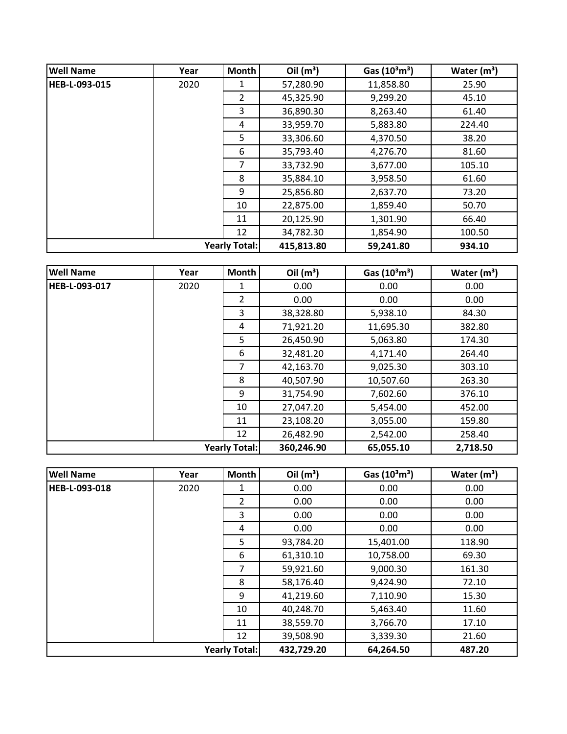| Well Name | Year | Month | Oil ($m^3$) | Gas ($10^3m^3$) | Water ($m^3$) |
|---|---|---|---|---|---|
| **HEB-L-093-015** | 2020 | 1 | 57,280.90 | 11,858.80 | 25.90 |
| | | 2 | 45,325.90 | 9,299.20 | 45.10 |
| | | 3 | 36,890.30 | 8,263.40 | 61.40 |
| | | 4 | 33,959.70 | 5,883.80 | 224.40 |
| | | 5 | 33,306.60 | 4,370.50 | 38.20 |
| | | 6 | 35,793.40 | 4,276.70 | 81.60 |
| | | 7 | 33,732.90 | 3,677.00 | 105.10 |
| | | 8 | 35,884.10 | 3,958.50 | 61.60 |
| | | 9 | 25,856.80 | 2,637.70 | 73.20 |
| | | 10 | 22,875.00 | 1,859.40 | 50.70 |
| | | 11 | 20,125.90 | 1,301.90 | 66.40 |
| | | 12 | 34,782.30 | 1,854.90 | 100.50 |
| | | **Yearly Total:** | **415,813.80** | **59,241.80** | **934.10** |

| Well Name | Year | Month | Oil ($m^3$) | Gas ($10^3m^3$) | Water ($m^3$) |
|---|---|---|---|---|---|
| **HEB-L-093-017** | 2020 | 1 | 0.00 | 0.00 | 0.00 |
| | | 2 | 0.00 | 0.00 | 0.00 |
| | | 3 | 38,328.80 | 5,938.10 | 84.30 |
| | | 4 | 71,921.20 | 11,695.30 | 382.80 |
| | | 5 | 26,450.90 | 5,063.80 | 174.30 |
| | | 6 | 32,481.20 | 4,171.40 | 264.40 |
| | | 7 | 42,163.70 | 9,025.30 | 303.10 |
| | | 8 | 40,507.90 | 10,507.60 | 263.30 |
| | | 9 | 31,754.90 | 7,602.60 | 376.10 |
| | | 10 | 27,047.20 | 5,454.00 | 452.00 |
| | | 11 | 23,108.20 | 3,055.00 | 159.80 |
| | | 12 | 26,482.90 | 2,542.00 | 258.40 |
| | | **Yearly Total:** | **360,246.90** | **65,055.10** | **2,718.50** |

| Well Name | Year | Month | Oil ($m^3$) | Gas ($10^3m^3$) | Water ($m^3$) |
|---|---|---|---|---|---|
| **HEB-L-093-018** | 2020 | 1 | 0.00 | 0.00 | 0.00 |
| | | 2 | 0.00 | 0.00 | 0.00 |
| | | 3 | 0.00 | 0.00 | 0.00 |
| | | 4 | 0.00 | 0.00 | 0.00 |
| | | 5 | 93,784.20 | 15,401.00 | 118.90 |
| | | 6 | 61,310.10 | 10,758.00 | 69.30 |
| | | 7 | 59,921.60 | 9,000.30 | 161.30 |
| | | 8 | 58,176.40 | 9,424.90 | 72.10 |
| | | 9 | 41,219.60 | 7,110.90 | 15.30 |
| | | 10 | 40,248.70 | 5,463.40 | 11.60 |
| | | 11 | 38,559.70 | 3,766.70 | 17.10 |
| | | 12 | 39,508.90 | 3,339.30 | 21.60 |
| | | **Yearly Total:** | **432,729.20** | **64,264.50** | **487.20** |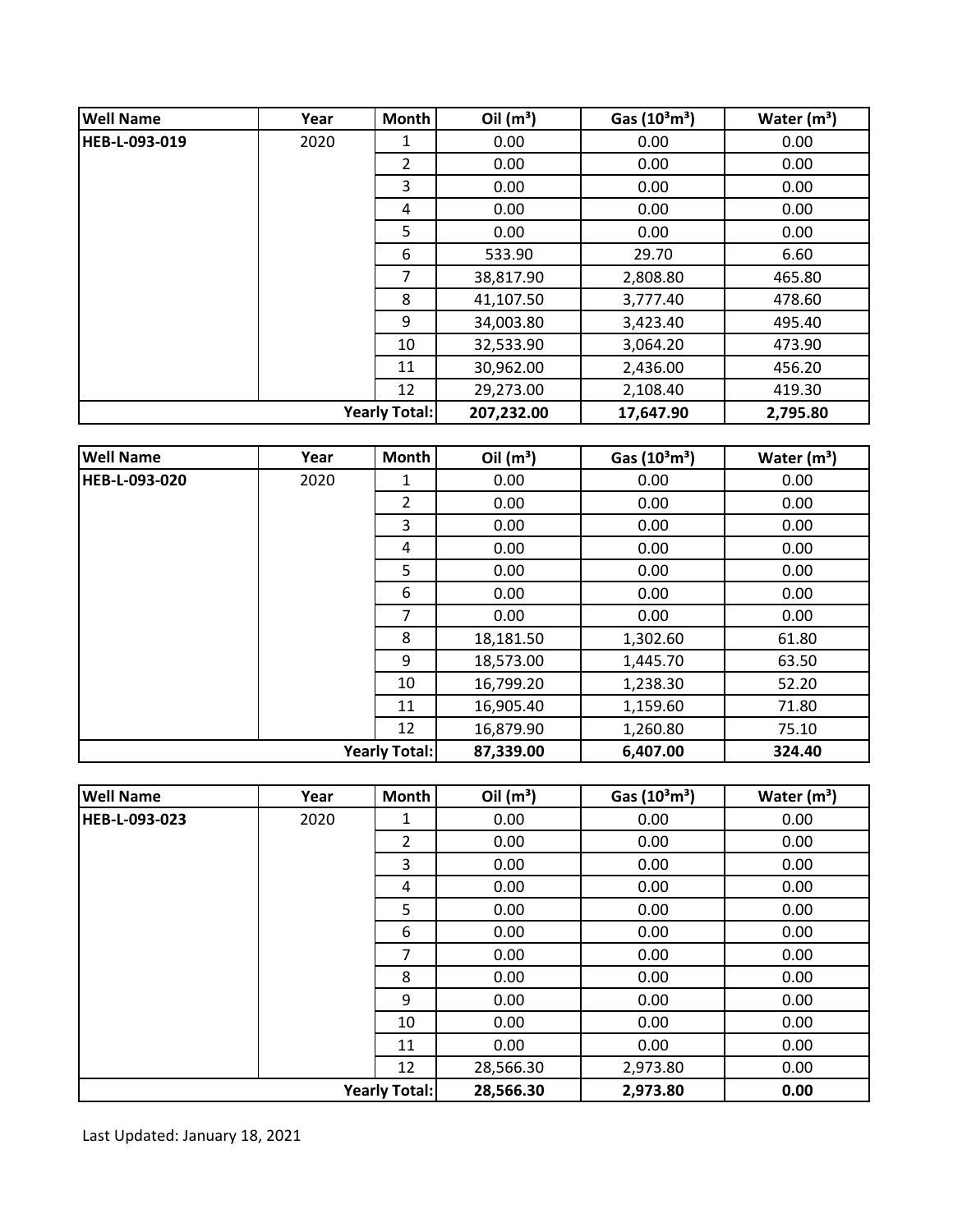| Well Name | Year | Month | Oil ($m^3$) | Gas ($10^3m^3$) | Water ($m^3$) |
|---|---|---|---|---|---|
| HEB-L-093-019 | 2020 | 1 | 0.00 | 0.00 | 0.00 |
| | | 2 | 0.00 | 0.00 | 0.00 |
| | | 3 | 0.00 | 0.00 | 0.00 |
| | | 4 | 0.00 | 0.00 | 0.00 |
| | | 5 | 0.00 | 0.00 | 0.00 |
| | | 6 | 533.90 | 29.70 | 6.60 |
| | | 7 | 38,817.90 | 2,808.80 | 465.80 |
| | | 8 | 41,107.50 | 3,777.40 | 478.60 |
| | | 9 | 34,003.80 | 3,423.40 | 495.40 |
| | | 10 | 32,533.90 | 3,064.20 | 473.90 |
| | | 11 | 30,962.00 | 2,436.00 | 456.20 |
| | | 12 | 29,273.00 | 2,108.40 | 419.30 |
| | | **Yearly Total:** | **207,232.00** | **17,647.90** | **2,795.80** |

| Well Name | Year | Month | Oil ($m^3$) | Gas ($10^3m^3$) | Water ($m^3$) |
|---|---|---|---|---|---|
| HEB-L-093-020 | 2020 | 1 | 0.00 | 0.00 | 0.00 |
| | | 2 | 0.00 | 0.00 | 0.00 |
| | | 3 | 0.00 | 0.00 | 0.00 |
| | | 4 | 0.00 | 0.00 | 0.00 |
| | | 5 | 0.00 | 0.00 | 0.00 |
| | | 6 | 0.00 | 0.00 | 0.00 |
| | | 7 | 0.00 | 0.00 | 0.00 |
| | | 8 | 18,181.50 | 1,302.60 | 61.80 |
| | | 9 | 18,573.00 | 1,445.70 | 63.50 |
| | | 10 | 16,799.20 | 1,238.30 | 52.20 |
| | | 11 | 16,905.40 | 1,159.60 | 71.80 |
| | | 12 | 16,879.90 | 1,260.80 | 75.10 |
| | | **Yearly Total:** | **87,339.00** | **6,407.00** | **324.40** |

| Well Name | Year | Month | Oil ($m^3$) | Gas ($10^3m^3$) | Water ($m^3$) |
|---|---|---|---|---|---|
| HEB-L-093-023 | 2020 | 1 | 0.00 | 0.00 | 0.00 |
| | | 2 | 0.00 | 0.00 | 0.00 |
| | | 3 | 0.00 | 0.00 | 0.00 |
| | | 4 | 0.00 | 0.00 | 0.00 |
| | | 5 | 0.00 | 0.00 | 0.00 |
| | | 6 | 0.00 | 0.00 | 0.00 |
| | | 7 | 0.00 | 0.00 | 0.00 |
| | | 8 | 0.00 | 0.00 | 0.00 |
| | | 9 | 0.00 | 0.00 | 0.00 |
| | | 10 | 0.00 | 0.00 | 0.00 |
| | | 11 | 0.00 | 0.00 | 0.00 |
| | | 12 | 28,566.30 | 2,973.80 | 0.00 |
| | | **Yearly Total:** | **28,566.30** | **2,973.80** | **0.00** |

Last Updated: January 18, 2021